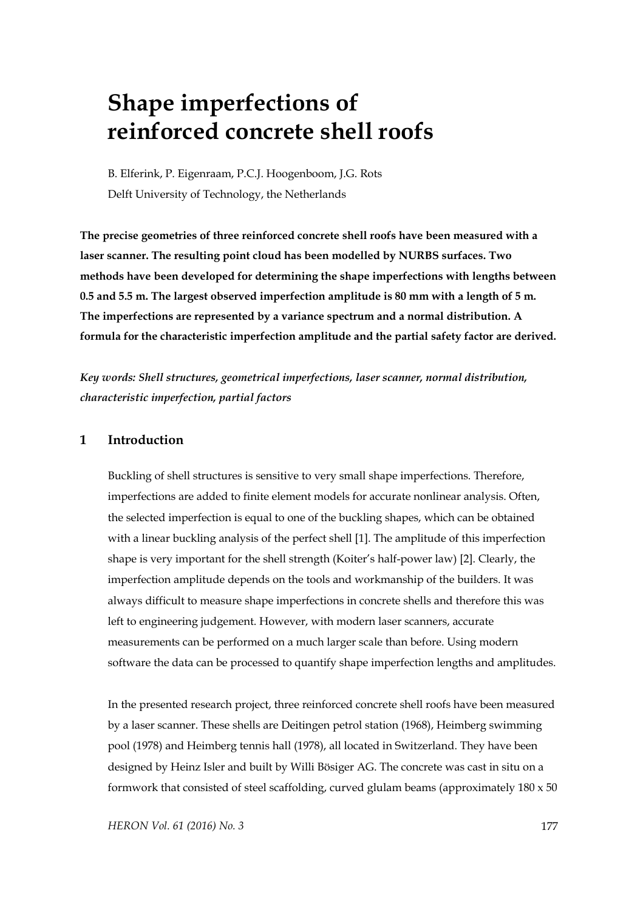# Shape imperfections of reinforced concrete shell roofs

B. Elferink, P. Eigenraam, P.C.J. Hoogenboom, J.G. Rots

Delft University of Technology, the Netherlands

**The precise geometries of three reinforced concrete shell roofs have been measured with a laser scanner. The resulting point cloud has been modelled by NURBS surfaces. Two methods have been developed for determining the shape imperfections with lengths between 0.5 and 5.5 m. The largest observed imperfection amplitude is 80 mm with a length of 5 m. The imperfections are represented by a variance spectrum and a normal distribution. A formula for the characteristic imperfection amplitude and the partial safety factor are derived.**

***Key words: Shell structures, geometrical imperfections, laser scanner, normal distribution, characteristic imperfection, partial factors***

## 1 Introduction

Buckling of shell structures is sensitive to very small shape imperfections. Therefore, imperfections are added to finite element models for accurate nonlinear analysis. Often, the selected imperfection is equal to one of the buckling shapes, which can be obtained with a linear buckling analysis of the perfect shell [1]. The amplitude of this imperfection shape is very important for the shell strength (Koiter's half-power law) [2]. Clearly, the imperfection amplitude depends on the tools and workmanship of the builders. It was always difficult to measure shape imperfections in concrete shells and therefore this was left to engineering judgement. However, with modern laser scanners, accurate measurements can be performed on a much larger scale than before. Using modern software the data can be processed to quantify shape imperfection lengths and amplitudes.

In the presented research project, three reinforced concrete shell roofs have been measured by a laser scanner. These shells are Deitingen petrol station (1968), Heimberg swimming pool (1978) and Heimberg tennis hall (1978), all located in Switzerland. They have been designed by Heinz Isler and built by Willi Bösiger AG. The concrete was cast in situ on a formwork that consisted of steel scaffolding, curved glulam beams (approximately 180 x 50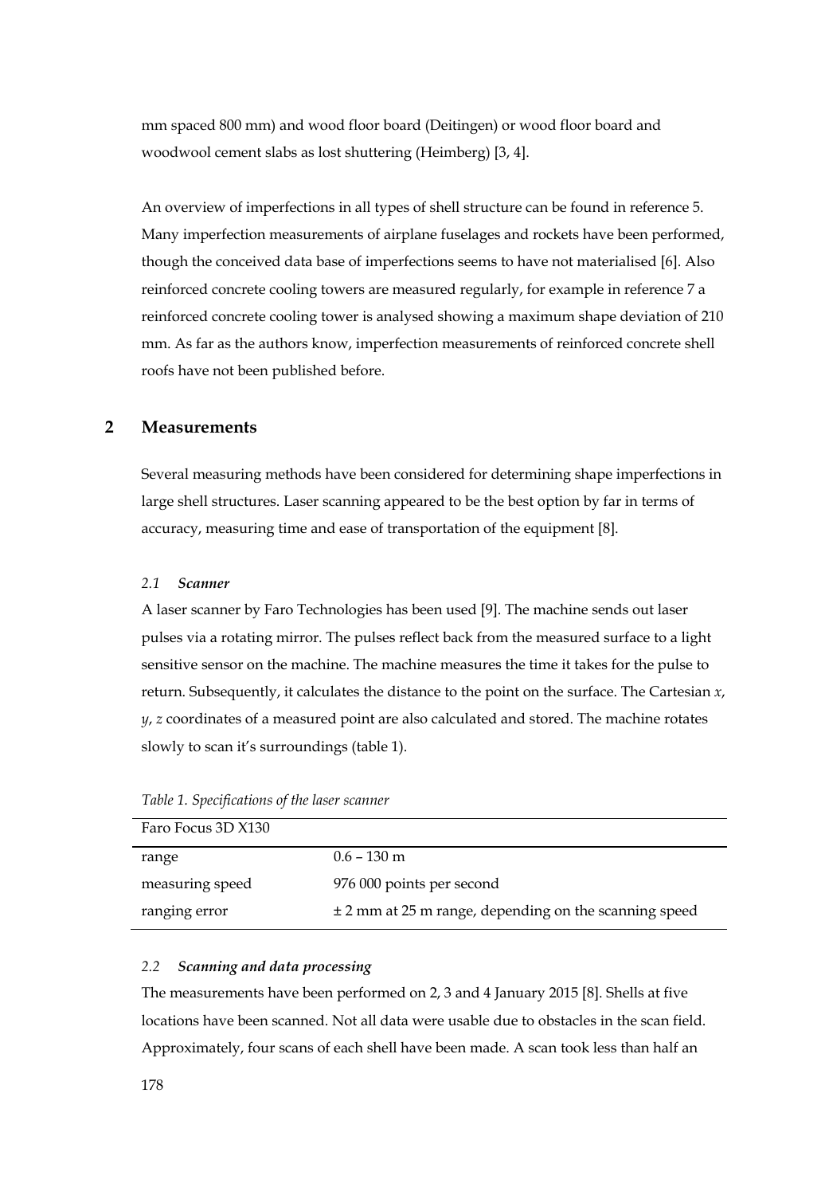mm spaced 800 mm) and wood floor board (Deitingen) or wood floor board and woodwool cement slabs as lost shuttering (Heimberg) [3, 4].

An overview of imperfections in all types of shell structure can be found in reference 5. Many imperfection measurements of airplane fuselages and rockets have been performed, though the conceived data base of imperfections seems to have not materialised [6]. Also reinforced concrete cooling towers are measured regularly, for example in reference 7 a reinforced concrete cooling tower is analysed showing a maximum shape deviation of 210 mm. As far as the authors know, imperfection measurements of reinforced concrete shell roofs have not been published before.

## 2 Measurements

Several measuring methods have been considered for determining shape imperfections in large shell structures. Laser scanning appeared to be the best option by far in terms of accuracy, measuring time and ease of transportation of the equipment [8].

### *2.1 Scanner*

A laser scanner by Faro Technologies has been used [9]. The machine sends out laser pulses via a rotating mirror. The pulses reflect back from the measured surface to a light sensitive sensor on the machine. The machine measures the time it takes for the pulse to return. Subsequently, it calculates the distance to the point on the surface. The Cartesian *x*, *y*, *z* coordinates of a measured point are also calculated and stored. The machine rotates slowly to scan it's surroundings (table 1).

*Table 1. Specifications of the laser scanner*

| Faro Focus 3D X130 | |
|---|---|
| range | 0.6 – 130 m |
| measuring speed | 976 000 points per second |
| ranging error | ± 2 mm at 25 m range, depending on the scanning speed |

### *2.2 Scanning and data processing*

The measurements have been performed on 2, 3 and 4 January 2015 [8]. Shells at five locations have been scanned. Not all data were usable due to obstacles in the scan field. Approximately, four scans of each shell have been made. A scan took less than half an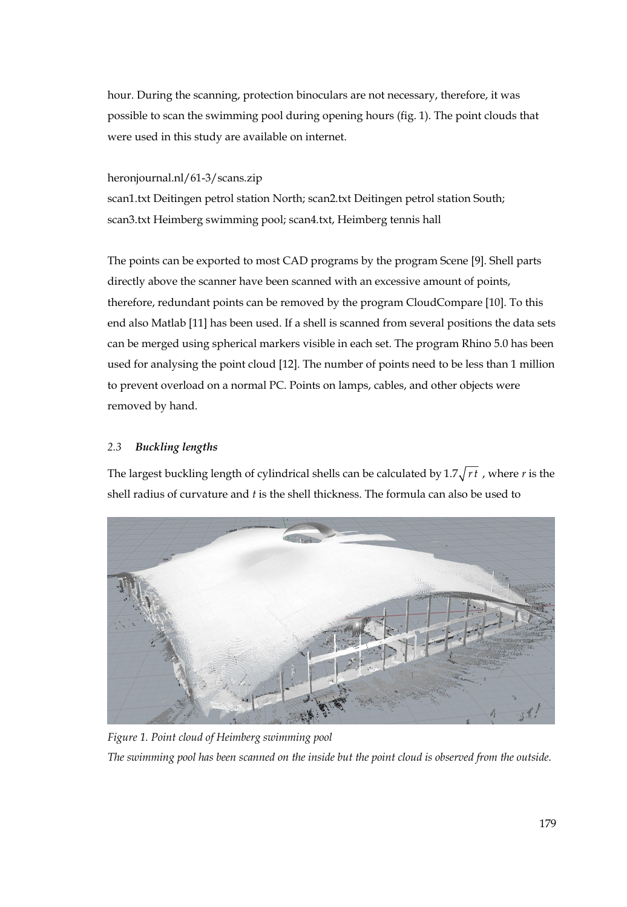hour. During the scanning, protection binoculars are not necessary, therefore, it was possible to scan the swimming pool during opening hours (fig. 1). The point clouds that were used in this study are available on internet.

heronjournal.nl/61-3/scans.zip
scan1.txt Deitingen petrol station North; scan2.txt Deitingen petrol station South; scan3.txt Heimberg swimming pool; scan4.txt, Heimberg tennis hall

The points can be exported to most CAD programs by the program Scene [9]. Shell parts directly above the scanner have been scanned with an excessive amount of points, therefore, redundant points can be removed by the program CloudCompare [10]. To this end also Matlab [11] has been used. If a shell is scanned from several positions the data sets can be merged using spherical markers visible in each set. The program Rhino 5.0 has been used for analysing the point cloud [12]. The number of points need to be less than 1 million to prevent overload on a normal PC. Points on lamps, cables, and other objects were removed by hand.

### 2.3 *Buckling lengths*

The largest buckling length of cylindrical shells can be calculated by $1.7\sqrt{r\,t}$ , where $r$ is the shell radius of curvature and $t$ is the shell thickness. The formula can also be used to

*Figure 1. Point cloud of Heimberg swimming pool*
*The swimming pool has been scanned on the inside but the point cloud is observed from the outside.*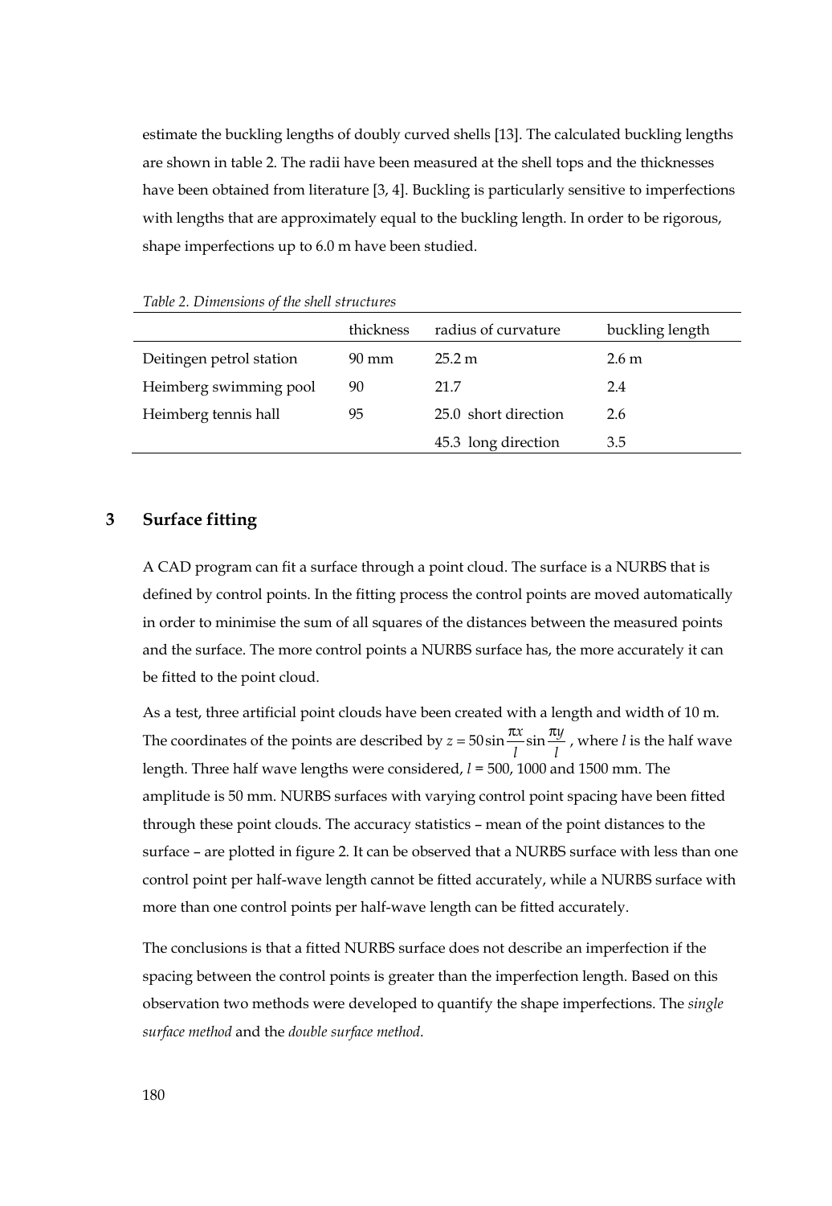estimate the buckling lengths of doubly curved shells [13]. The calculated buckling lengths are shown in table 2. The radii have been measured at the shell tops and the thicknesses have been obtained from literature [3, 4]. Buckling is particularly sensitive to imperfections with lengths that are approximately equal to the buckling length. In order to be rigorous, shape imperfections up to 6.0 m have been studied.

*Table 2. Dimensions of the shell structures*

| | thickness | radius of curvature | buckling length |
|---|---|---|---|
| Deitingen petrol station | 90 mm | 25.2 m | 2.6 m |
| Heimberg swimming pool | 90 | 21.7 | 2.4 |
| Heimberg tennis hall | 95 | 25.0 short direction | 2.6 |
| | | 45.3 long direction | 3.5 |

## 3 Surface fitting

A CAD program can fit a surface through a point cloud. The surface is a NURBS that is defined by control points. In the fitting process the control points are moved automatically in order to minimise the sum of all squares of the distances between the measured points and the surface. The more control points a NURBS surface has, the more accurately it can be fitted to the point cloud.

As a test, three artificial point clouds have been created with a length and width of 10 m. The coordinates of the points are described by $z = 50 \sin \frac{\pi x}{l} \sin \frac{\pi y}{l}$, where $l$ is the half wave length. Three half wave lengths were considered, $l$ = 500, 1000 and 1500 mm. The amplitude is 50 mm. NURBS surfaces with varying control point spacing have been fitted through these point clouds. The accuracy statistics – mean of the point distances to the surface – are plotted in figure 2. It can be observed that a NURBS surface with less than one control point per half-wave length cannot be fitted accurately, while a NURBS surface with more than one control points per half-wave length can be fitted accurately.

The conclusions is that a fitted NURBS surface does not describe an imperfection if the spacing between the control points is greater than the imperfection length. Based on this observation two methods were developed to quantify the shape imperfections. The *single surface method* and the *double surface method*.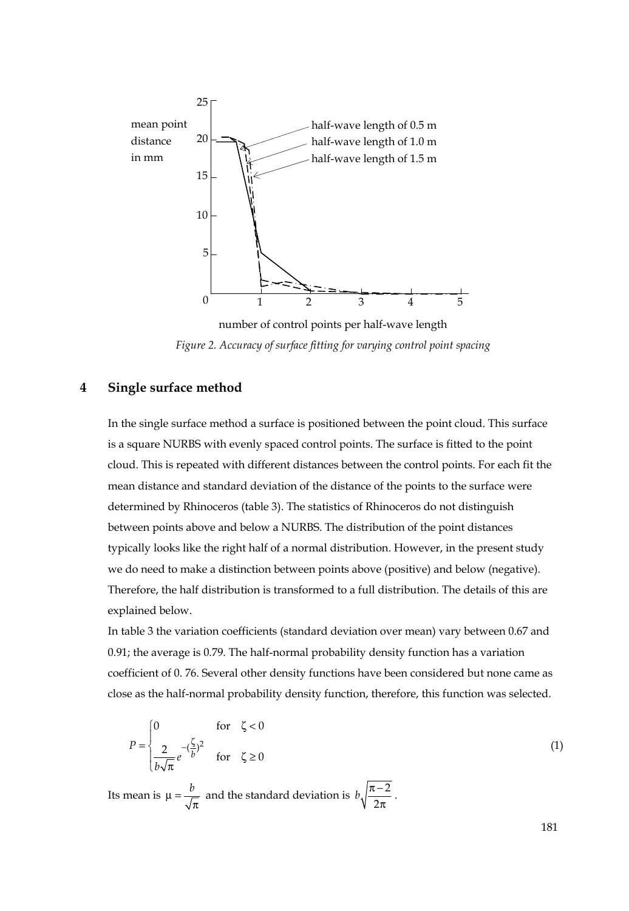Figure 2. Accuracy of surface fitting for varying control point spacing

## 4 Single surface method

In the single surface method a surface is positioned between the point cloud. This surface is a square NURBS with evenly spaced control points. The surface is fitted to the point cloud. This is repeated with different distances between the control points. For each fit the mean distance and standard deviation of the distance of the points to the surface were determined by Rhinoceros (table 3). The statistics of Rhinoceros do not distinguish between points above and below a NURBS. The distribution of the point distances typically looks like the right half of a normal distribution. However, in the present study we do need to make a distinction between points above (positive) and below (negative). Therefore, the half distribution is transformed to a full distribution. The details of this are explained below.

In table 3 the variation coefficients (standard deviation over mean) vary between 0.67 and 0.91; the average is 0.79. The half-normal probability density function has a variation coefficient of 0. 76. Several other density functions have been considered but none came as close as the half-normal probability density function, therefore, this function was selected.

$$P = \begin{cases} 0 & \text{for} \quad \zeta < 0 \\ \dfrac{2}{b\sqrt{\pi}} e^{-(\frac{\zeta}{b})^2} & \text{for} \quad \zeta \geq 0 \end{cases} \tag{1}$$

Its mean is $\mu = \dfrac{b}{\sqrt{\pi}}$ and the standard deviation is $b\sqrt{\dfrac{\pi - 2}{2\pi}}$.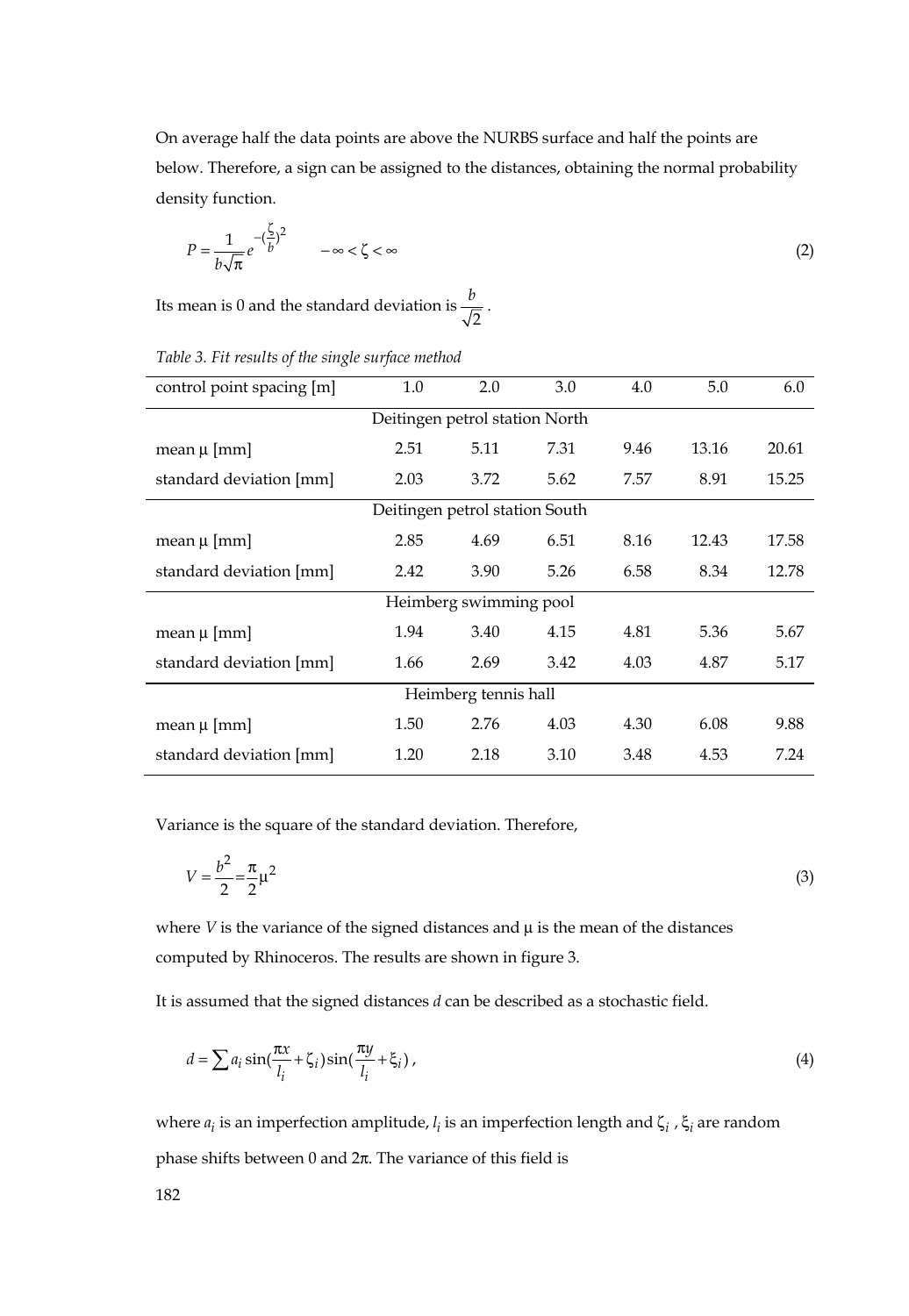On average half the data points are above the NURBS surface and half the points are below. Therefore, a sign can be assigned to the distances, obtaining the normal probability density function.

$$P = \frac{1}{b\sqrt{\pi}} e^{-(\frac{\zeta}{b})^2} \qquad -\infty < \zeta < \infty \tag{2}$$

Its mean is 0 and the standard deviation is $\frac{b}{\sqrt{2}}$.

*Table 3. Fit results of the single surface method*

| control point spacing [m] | 1.0 | 2.0 | 3.0 | 4.0 | 5.0 | 6.0 |
|---|---|---|---|---|---|---|
| Deitingen petrol station North | | | | | | |
| mean μ [mm] | 2.51 | 5.11 | 7.31 | 9.46 | 13.16 | 20.61 |
| standard deviation [mm] | 2.03 | 3.72 | 5.62 | 7.57 | 8.91 | 15.25 |
| Deitingen petrol station South | | | | | | |
| mean μ [mm] | 2.85 | 4.69 | 6.51 | 8.16 | 12.43 | 17.58 |
| standard deviation [mm] | 2.42 | 3.90 | 5.26 | 6.58 | 8.34 | 12.78 |
| Heimberg swimming pool | | | | | | |
| mean μ [mm] | 1.94 | 3.40 | 4.15 | 4.81 | 5.36 | 5.67 |
| standard deviation [mm] | 1.66 | 2.69 | 3.42 | 4.03 | 4.87 | 5.17 |
| Heimberg tennis hall | | | | | | |
| mean μ [mm] | 1.50 | 2.76 | 4.03 | 4.30 | 6.08 | 9.88 |
| standard deviation [mm] | 1.20 | 2.18 | 3.10 | 3.48 | 4.53 | 7.24 |

Variance is the square of the standard deviation. Therefore,

$$V = \frac{b^2}{2} = \frac{\pi}{2}\mu^2 \tag{3}$$

where $V$ is the variance of the signed distances and μ is the mean of the distances computed by Rhinoceros. The results are shown in figure 3.

It is assumed that the signed distances $d$ can be described as a stochastic field.

$$d = \sum a_i \sin(\frac{\pi x}{l_i} + \zeta_i)\sin(\frac{\pi y}{l_i} + \xi_i)\,, \tag{4}$$

where $a_i$ is an imperfection amplitude, $l_i$ is an imperfection length and $\zeta_i$, $\xi_i$ are random phase shifts between 0 and $2\pi$. The variance of this field is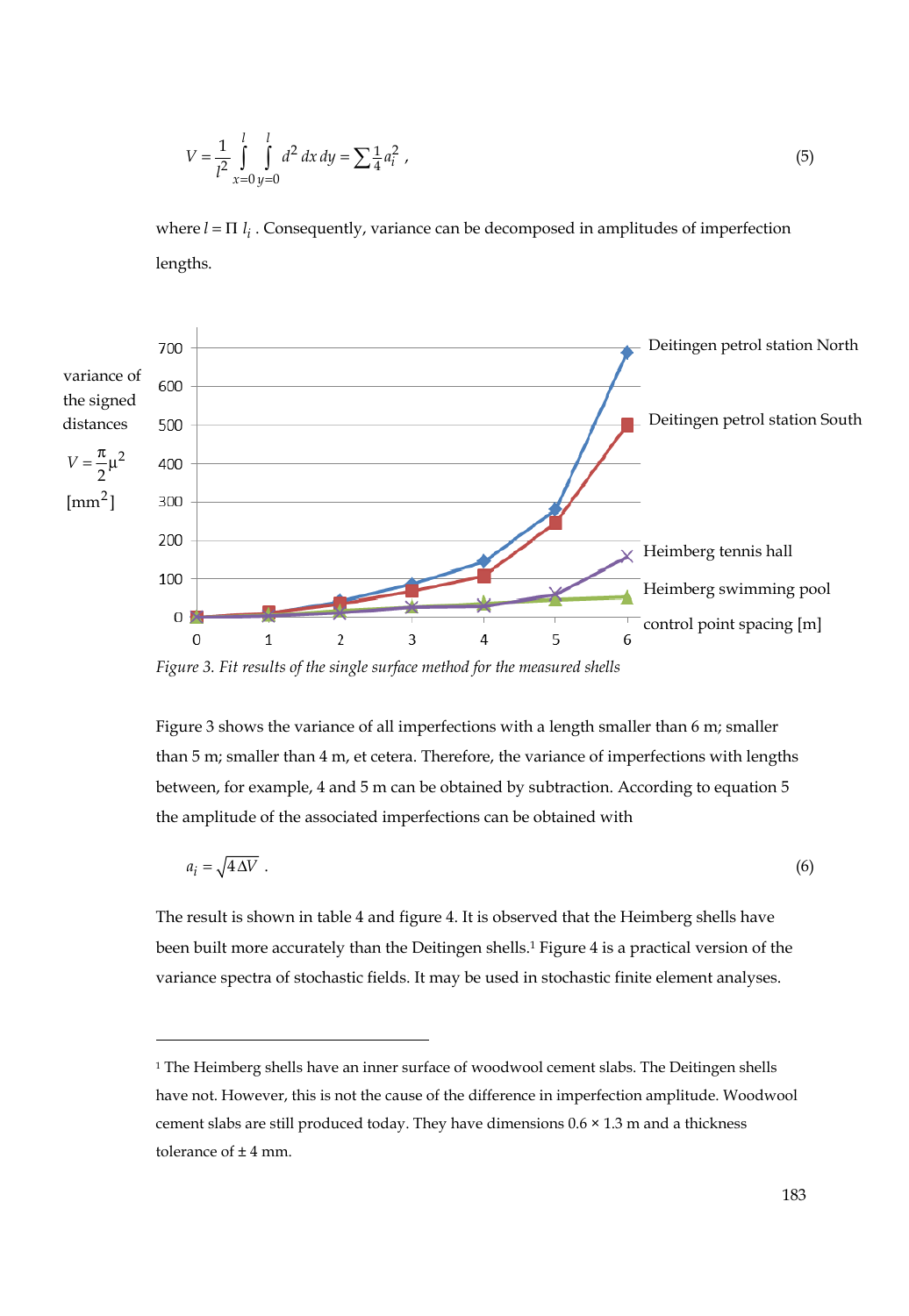$$V = \frac{1}{l^2} \int_{x=0}^{l} \int_{y=0}^{l} d^2 \, dx \, dy = \sum \tfrac{1}{4} a_i^2 \,, \tag{5}$$

where $l = \Pi \, l_i$. Consequently, variance can be decomposed in amplitudes of imperfection lengths.

Figure 3. Fit results of the single surface method for the measured shells

Figure 3 shows the variance of all imperfections with a length smaller than 6 m; smaller than 5 m; smaller than 4 m, et cetera. Therefore, the variance of imperfections with lengths between, for example, 4 and 5 m can be obtained by subtraction. According to equation 5 the amplitude of the associated imperfections can be obtained with

$$a_i = \sqrt{4 \Delta V} \,. \tag{6}$$

The result is shown in table 4 and figure 4. It is observed that the Heimberg shells have been built more accurately than the Deitingen shells.[1] Figure 4 is a practical version of the variance spectra of stochastic fields. It may be used in stochastic finite element analyses.

---

[1] The Heimberg shells have an inner surface of woodwool cement slabs. The Deitingen shells have not. However, this is not the cause of the difference in imperfection amplitude. Woodwool cement slabs are still produced today. They have dimensions 0.6 × 1.3 m and a thickness tolerance of ± 4 mm.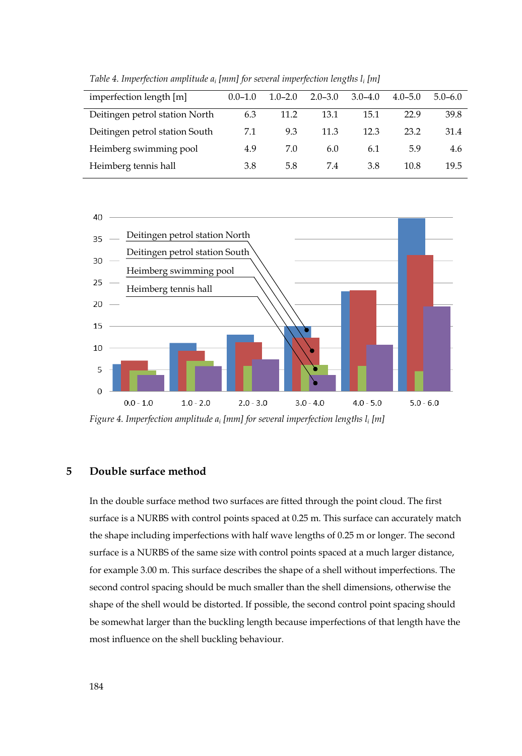*Table 4. Imperfection amplitude $a_i$ [mm] for several imperfection lengths $l_i$ [m]*

| imperfection length [m] | 0.0–1.0 | 1.0–2.0 | 2.0–3.0 | 3.0–4.0 | 4.0–5.0 | 5.0–6.0 |
|---|---|---|---|---|---|---|
| Deitingen petrol station North | 6.3 | 11.2 | 13.1 | 15.1 | 22.9 | 39.8 |
| Deitingen petrol station South | 7.1 | 9.3 | 11.3 | 12.3 | 23.2 | 31.4 |
| Heimberg swimming pool | 4.9 | 7.0 | 6.0 | 6.1 | 5.9 | 4.6 |
| Heimberg tennis hall | 3.8 | 5.8 | 7.4 | 3.8 | 10.8 | 19.5 |

*Figure 4. Imperfection amplitude $a_i$ [mm] for several imperfection lengths $l_i$ [m]*

## 5 Double surface method

In the double surface method two surfaces are fitted through the point cloud. The first surface is a NURBS with control points spaced at 0.25 m. This surface can accurately match the shape including imperfections with half wave lengths of 0.25 m or longer. The second surface is a NURBS of the same size with control points spaced at a much larger distance, for example 3.00 m. This surface describes the shape of a shell without imperfections. The second control spacing should be much smaller than the shell dimensions, otherwise the shape of the shell would be distorted. If possible, the second control point spacing should be somewhat larger than the buckling length because imperfections of that length have the most influence on the shell buckling behaviour.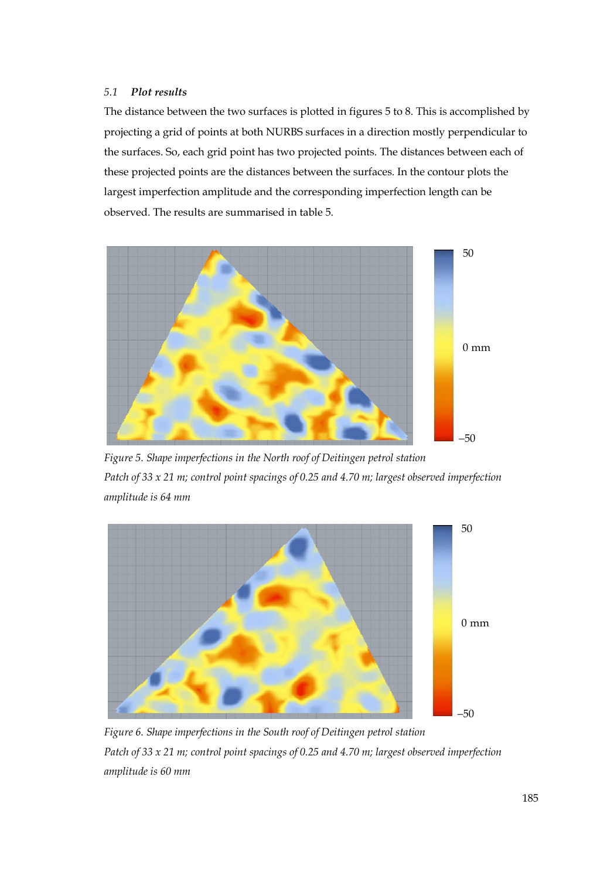### 5.1 *Plot results*

The distance between the two surfaces is plotted in figures 5 to 8. This is accomplished by projecting a grid of points at both NURBS surfaces in a direction mostly perpendicular to the surfaces. So, each grid point has two projected points. The distances between each of these projected points are the distances between the surfaces. In the contour plots the largest imperfection amplitude and the corresponding imperfection length can be observed. The results are summarised in table 5.

*Figure 5. Shape imperfections in the North roof of Deitingen petrol station*
*Patch of 33 x 21 m; control point spacings of 0.25 and 4.70 m; largest observed imperfection amplitude is 64 mm*

*Figure 6. Shape imperfections in the South roof of Deitingen petrol station*
*Patch of 33 x 21 m; control point spacings of 0.25 and 4.70 m; largest observed imperfection amplitude is 60 mm*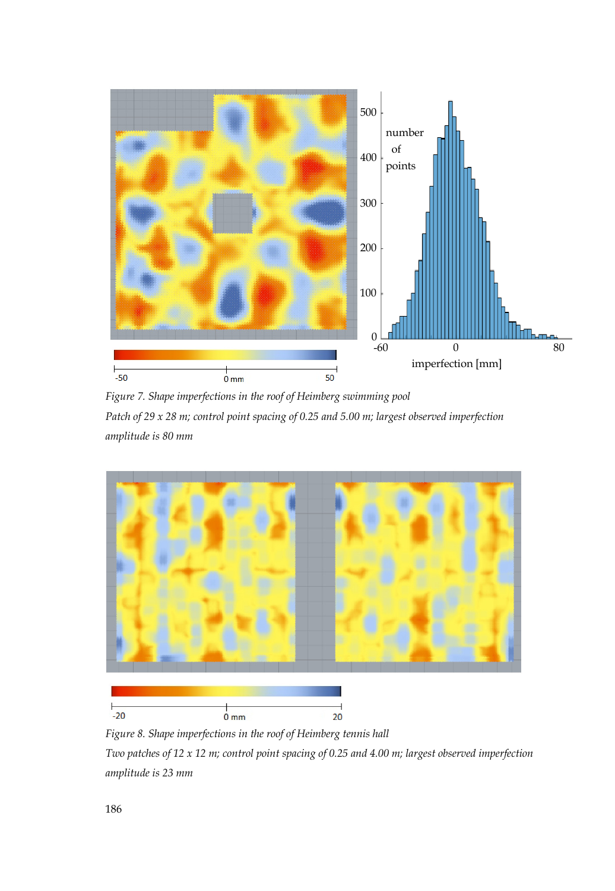*Figure 7. Shape imperfections in the roof of Heimberg swimming pool*

*Patch of 29 x 28 m; control point spacing of 0.25 and 5.00 m; largest observed imperfection amplitude is 80 mm*

*Figure 8. Shape imperfections in the roof of Heimberg tennis hall*

*Two patches of 12 x 12 m; control point spacing of 0.25 and 4.00 m; largest observed imperfection amplitude is 23 mm*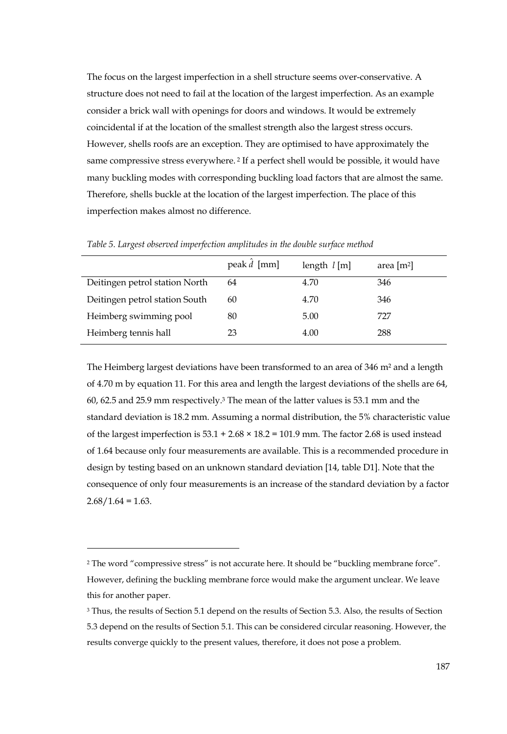The focus on the largest imperfection in a shell structure seems over-conservative. A structure does not need to fail at the location of the largest imperfection. As an example consider a brick wall with openings for doors and windows. It would be extremely coincidental if at the location of the smallest strength also the largest stress occurs. However, shells roofs are an exception. They are optimised to have approximately the same compressive stress everywhere. [2] If a perfect shell would be possible, it would have many buckling modes with corresponding buckling load factors that are almost the same. Therefore, shells buckle at the location of the largest imperfection. The place of this imperfection makes almost no difference.

*Table 5. Largest observed imperfection amplitudes in the double surface method*

| | peak $\hat{d}$ [mm] | length $l$ [m] | area [m$^2$] |
|---|---|---|---|
| Deitingen petrol station North | 64 | 4.70 | 346 |
| Deitingen petrol station South | 60 | 4.70 | 346 |
| Heimberg swimming pool | 80 | 5.00 | 727 |
| Heimberg tennis hall | 23 | 4.00 | 288 |

The Heimberg largest deviations have been transformed to an area of 346 m$^2$ and a length of 4.70 m by equation 11. For this area and length the largest deviations of the shells are 64, 60, 62.5 and 25.9 mm respectively.[3] The mean of the latter values is 53.1 mm and the standard deviation is 18.2 mm. Assuming a normal distribution, the 5% characteristic value of the largest imperfection is $53.1 + 2.68 \times 18.2 = 101.9$ mm. The factor 2.68 is used instead of 1.64 because only four measurements are available. This is a recommended procedure in design by testing based on an unknown standard deviation [14, table D1]. Note that the consequence of only four measurements is an increase of the standard deviation by a factor $2.68/1.64 = 1.63$.

---

[2] The word "compressive stress" is not accurate here. It should be "buckling membrane force". However, defining the buckling membrane force would make the argument unclear. We leave this for another paper.

[3] Thus, the results of Section 5.1 depend on the results of Section 5.3. Also, the results of Section 5.3 depend on the results of Section 5.1. This can be considered circular reasoning. However, the results converge quickly to the present values, therefore, it does not pose a problem.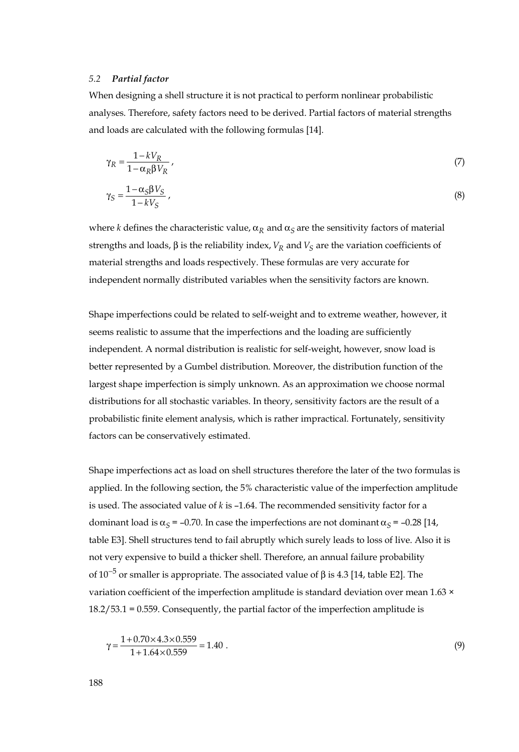### 5.2 *Partial factor*

When designing a shell structure it is not practical to perform nonlinear probabilistic analyses. Therefore, safety factors need to be derived. Partial factors of material strengths and loads are calculated with the following formulas [14].

$$\gamma_R = \frac{1 - kV_R}{1 - \alpha_R \beta V_R}, \tag{7}$$

$$\gamma_S = \frac{1 - \alpha_S \beta V_S}{1 - kV_S}, \tag{8}$$

where $k$ defines the characteristic value, $\alpha_R$ and $\alpha_S$ are the sensitivity factors of material strengths and loads, $\beta$ is the reliability index, $V_R$ and $V_S$ are the variation coefficients of material strengths and loads respectively. These formulas are very accurate for independent normally distributed variables when the sensitivity factors are known.

Shape imperfections could be related to self-weight and to extreme weather, however, it seems realistic to assume that the imperfections and the loading are sufficiently independent. A normal distribution is realistic for self-weight, however, snow load is better represented by a Gumbel distribution. Moreover, the distribution function of the largest shape imperfection is simply unknown. As an approximation we choose normal distributions for all stochastic variables. In theory, sensitivity factors are the result of a probabilistic finite element analysis, which is rather impractical. Fortunately, sensitivity factors can be conservatively estimated.

Shape imperfections act as load on shell structures therefore the later of the two formulas is applied. In the following section, the 5% characteristic value of the imperfection amplitude is used. The associated value of $k$ is –1.64. The recommended sensitivity factor for a dominant load is $\alpha_S = -0.70$. In case the imperfections are not dominant $\alpha_S = -0.28$ [14, table E3]. Shell structures tend to fail abruptly which surely leads to loss of live. Also it is not very expensive to build a thicker shell. Therefore, an annual failure probability of $10^{-5}$ or smaller is appropriate. The associated value of $\beta$ is 4.3 [14, table E2]. The variation coefficient of the imperfection amplitude is standard deviation over mean 1.63 × 18.2/53.1 = 0.559. Consequently, the partial factor of the imperfection amplitude is

$$\gamma = \frac{1 + 0.70 \times 4.3 \times 0.559}{1 + 1.64 \times 0.559} = 1.40\ . \tag{9}$$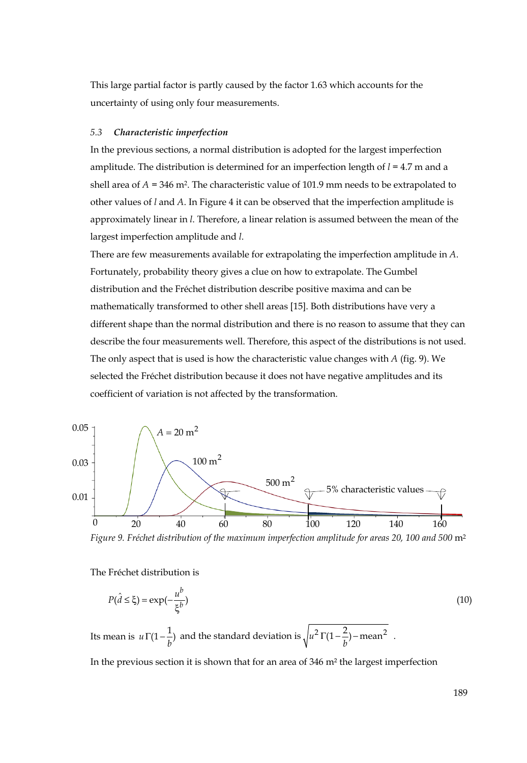This large partial factor is partly caused by the factor 1.63 which accounts for the uncertainty of using only four measurements.

### 5.3 *Characteristic imperfection*

In the previous sections, a normal distribution is adopted for the largest imperfection amplitude. The distribution is determined for an imperfection length of $l$ = 4.7 m and a shell area of $A$ = 346 m². The characteristic value of 101.9 mm needs to be extrapolated to other values of $l$ and $A$. In Figure 4 it can be observed that the imperfection amplitude is approximately linear in $l$. Therefore, a linear relation is assumed between the mean of the largest imperfection amplitude and $l$.

There are few measurements available for extrapolating the imperfection amplitude in $A$. Fortunately, probability theory gives a clue on how to extrapolate. The Gumbel distribution and the Fréchet distribution describe positive maxima and can be mathematically transformed to other shell areas [15]. Both distributions have very a different shape than the normal distribution and there is no reason to assume that they can describe the four measurements well. Therefore, this aspect of the distributions is not used. The only aspect that is used is how the characteristic value changes with $A$ (fig. 9). We selected the Fréchet distribution because it does not have negative amplitudes and its coefficient of variation is not affected by the transformation.

*Figure 9. Fréchet distribution of the maximum imperfection amplitude for areas 20, 100 and 500* m²

The Fréchet distribution is

$$P(\hat{d} \leq \xi) = \exp(-\frac{u^b}{\xi^b}) \tag{10}$$

Its mean is $u\,\Gamma(1-\frac{1}{b})$ and the standard deviation is $\sqrt{u^2\,\Gamma(1-\frac{2}{b}) - \text{mean}^2}$ .

In the previous section it is shown that for an area of 346 m² the largest imperfection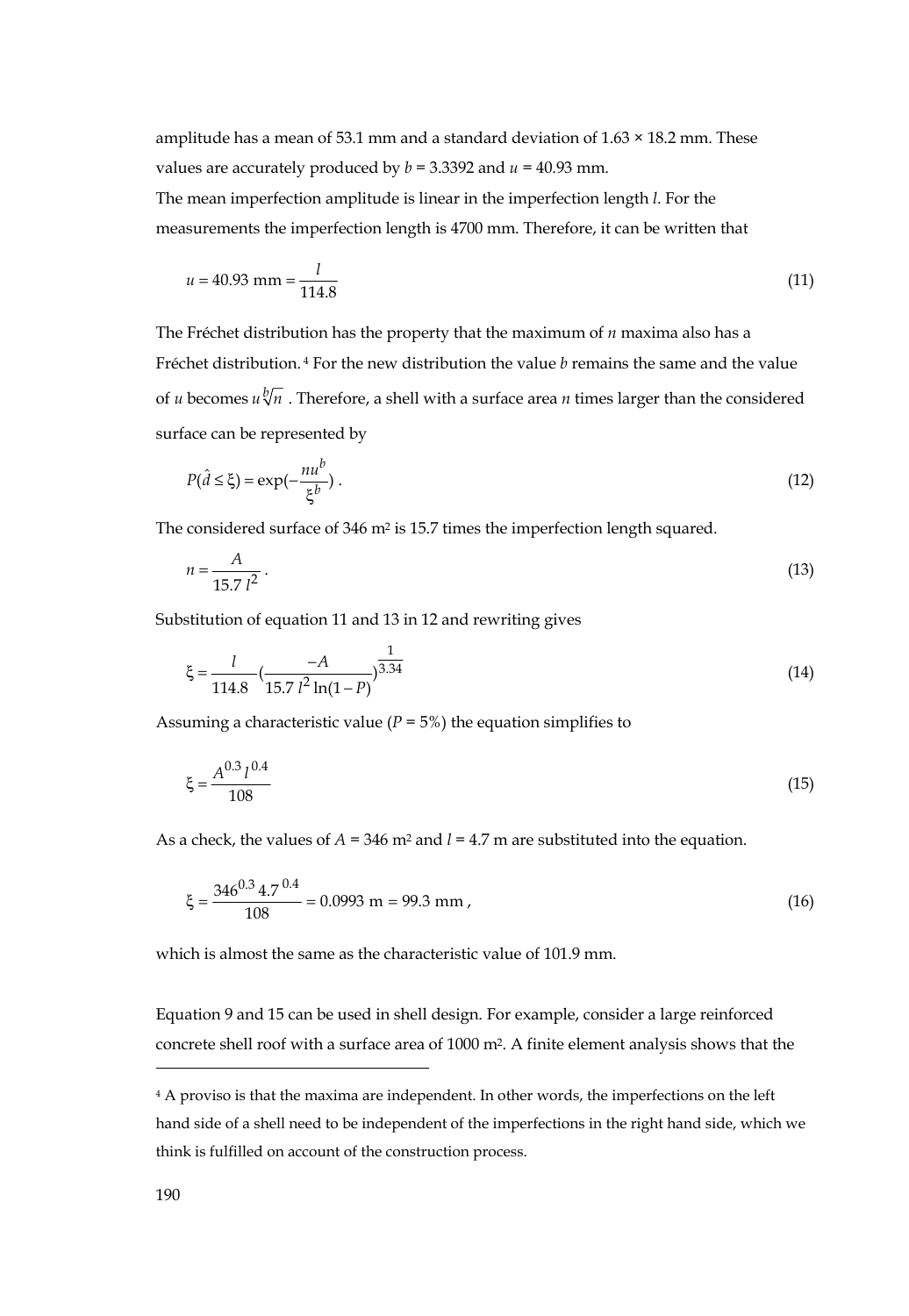amplitude has a mean of 53.1 mm and a standard deviation of 1.63 × 18.2 mm. These values are accurately produced by $b = 3.3392$ and $u = 40.93$ mm.
The mean imperfection amplitude is linear in the imperfection length $l$. For the measurements the imperfection length is 4700 mm. Therefore, it can be written that

$$u = 40.93 \text{ mm} = \frac{l}{114.8} \tag{11}$$

The Fréchet distribution has the property that the maximum of $n$ maxima also has a Fréchet distribution.[4] For the new distribution the value $b$ remains the same and the value of $u$ becomes $u\sqrt[b]{n}$. Therefore, a shell with a surface area $n$ times larger than the considered surface can be represented by

$$P(\hat{d} \leq \xi) = \exp(-\frac{n u^b}{\xi^b}) \,. \tag{12}$$

The considered surface of 346 m² is 15.7 times the imperfection length squared.

$$n = \frac{A}{15.7\, l^2} \,. \tag{13}$$

Substitution of equation 11 and 13 in 12 and rewriting gives

$$\xi = \frac{l}{114.8} (\frac{-A}{15.7\, l^2 \ln(1-P)})^{\frac{1}{3.34}} \tag{14}$$

Assuming a characteristic value ($P = 5\%$) the equation simplifies to

$$\xi = \frac{A^{0.3}\, l^{0.4}}{108} \tag{15}$$

As a check, the values of $A = 346$ m² and $l = 4.7$ m are substituted into the equation.

$$\xi = \frac{346^{0.3}\, 4.7^{\,0.4}}{108} = 0.0993 \text{ m} = 99.3 \text{ mm}\,, \tag{16}$$

which is almost the same as the characteristic value of 101.9 mm.

Equation 9 and 15 can be used in shell design. For example, consider a large reinforced concrete shell roof with a surface area of 1000 m². A finite element analysis shows that the

[4] A proviso is that the maxima are independent. In other words, the imperfections on the left hand side of a shell need to be independent of the imperfections in the right hand side, which we think is fulfilled on account of the construction process.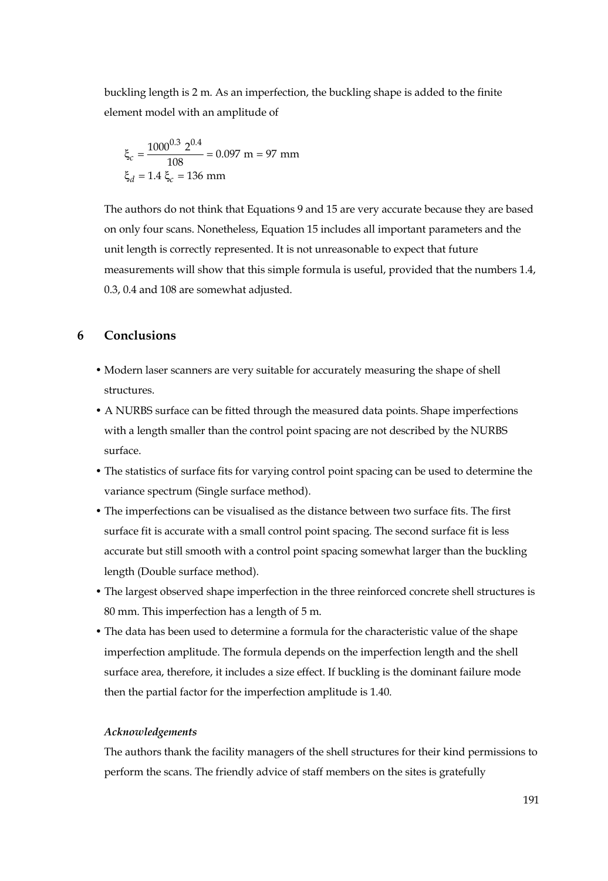buckling length is 2 m. As an imperfection, the buckling shape is added to the finite element model with an amplitude of

$$\xi_c = \frac{1000^{0.3}\ 2^{0.4}}{108} = 0.097\ \text{m} = 97\ \text{mm}$$

$$\xi_d = 1.4\ \xi_c = 136\ \text{mm}$$

The authors do not think that Equations 9 and 15 are very accurate because they are based on only four scans. Nonetheless, Equation 15 includes all important parameters and the unit length is correctly represented. It is not unreasonable to expect that future measurements will show that this simple formula is useful, provided that the numbers 1.4, 0.3, 0.4 and 108 are somewhat adjusted.

## 6 Conclusions

- Modern laser scanners are very suitable for accurately measuring the shape of shell structures.
- A NURBS surface can be fitted through the measured data points. Shape imperfections with a length smaller than the control point spacing are not described by the NURBS surface.
- The statistics of surface fits for varying control point spacing can be used to determine the variance spectrum (Single surface method).
- The imperfections can be visualised as the distance between two surface fits. The first surface fit is accurate with a small control point spacing. The second surface fit is less accurate but still smooth with a control point spacing somewhat larger than the buckling length (Double surface method).
- The largest observed shape imperfection in the three reinforced concrete shell structures is 80 mm. This imperfection has a length of 5 m.
- The data has been used to determine a formula for the characteristic value of the shape imperfection amplitude. The formula depends on the imperfection length and the shell surface area, therefore, it includes a size effect. If buckling is the dominant failure mode then the partial factor for the imperfection amplitude is 1.40.

*Acknowledgements*

The authors thank the facility managers of the shell structures for their kind permissions to perform the scans. The friendly advice of staff members on the sites is gratefully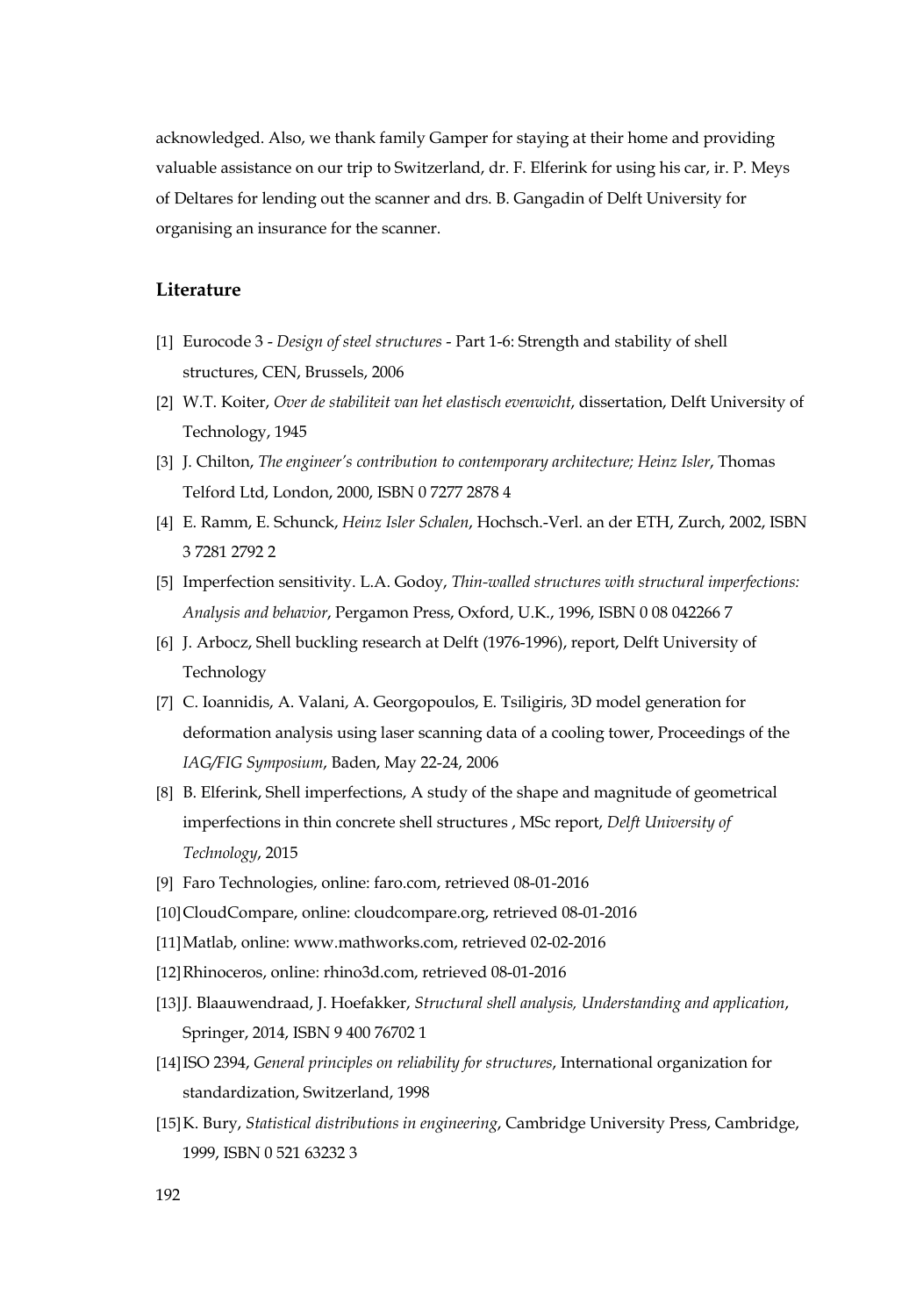acknowledged. Also, we thank family Gamper for staying at their home and providing valuable assistance on our trip to Switzerland, dr. F. Elferink for using his car, ir. P. Meys of Deltares for lending out the scanner and drs. B. Gangadin of Delft University for organising an insurance for the scanner.

## Literature

[1] Eurocode 3 - *Design of steel structures* - Part 1-6: Strength and stability of shell structures, CEN, Brussels, 2006

[2] W.T. Koiter, *Over de stabiliteit van het elastisch evenwicht*, dissertation, Delft University of Technology, 1945

[3] J. Chilton, *The engineer's contribution to contemporary architecture; Heinz Isler*, Thomas Telford Ltd, London, 2000, ISBN 0 7277 2878 4

[4] E. Ramm, E. Schunck, *Heinz Isler Schalen*, Hochsch.-Verl. an der ETH, Zurch, 2002, ISBN 3 7281 2792 2

[5] Imperfection sensitivity. L.A. Godoy, *Thin-walled structures with structural imperfections: Analysis and behavior*, Pergamon Press, Oxford, U.K., 1996, ISBN 0 08 042266 7

[6] J. Arbocz, Shell buckling research at Delft (1976-1996), report, Delft University of Technology

[7] C. Ioannidis, A. Valani, A. Georgopoulos, E. Tsiligiris, 3D model generation for deformation analysis using laser scanning data of a cooling tower, Proceedings of the *IAG/FIG Symposium*, Baden, May 22-24, 2006

[8] B. Elferink, Shell imperfections, A study of the shape and magnitude of geometrical imperfections in thin concrete shell structures , MSc report, *Delft University of Technology*, 2015

[9] Faro Technologies, online: faro.com, retrieved 08-01-2016

[10] CloudCompare, online: cloudcompare.org, retrieved 08-01-2016

[11] Matlab, online: www.mathworks.com, retrieved 02-02-2016

[12] Rhinoceros, online: rhino3d.com, retrieved 08-01-2016

[13] J. Blaauwendraad, J. Hoefakker, *Structural shell analysis, Understanding and application*, Springer, 2014, ISBN 9 400 76702 1

[14] ISO 2394, *General principles on reliability for structures*, International organization for standardization, Switzerland, 1998

[15] K. Bury, *Statistical distributions in engineering*, Cambridge University Press, Cambridge, 1999, ISBN 0 521 63232 3